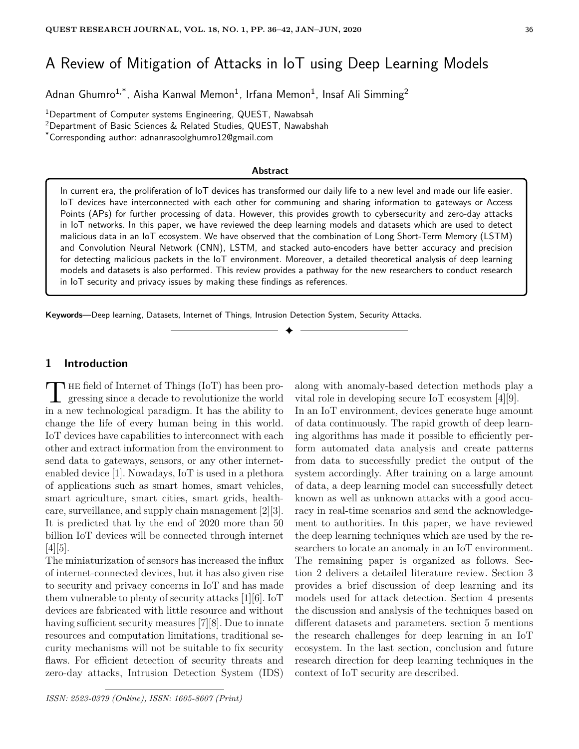# A Review of Mitigation of Attacks in IoT using Deep Learning Models

Adnan Ghumro[1,*], Aisha Kanwal Memon[1], Irfana Memon[1], Insaf Ali Simming[2]

[1]Department of Computer systems Engineering, QUEST, Nawabsah

[2]Department of Basic Sciences & Related Studies, QUEST, Nawabshah

[*]Corresponding author: adnanrasoolghumro12@gmail.com

**Abstract**

In current era, the proliferation of IoT devices has transformed our daily life to a new level and made our life easier. IoT devices have interconnected with each other for communing and sharing information to gateways or Access Points (APs) for further processing of data. However, this provides growth to cybersecurity and zero-day attacks in IoT networks. In this paper, we have reviewed the deep learning models and datasets which are used to detect malicious data in an IoT ecosystem. We have observed that the combination of Long Short-Term Memory (LSTM) and Convolution Neural Network (CNN), LSTM, and stacked auto-encoders have better accuracy and precision for detecting malicious packets in the IoT environment. Moreover, a detailed theoretical analysis of deep learning models and datasets is also performed. This review provides a pathway for the new researchers to conduct research in IoT security and privacy issues by making these findings as references.

**Keywords**—Deep learning, Datasets, Internet of Things, Intrusion Detection System, Security Attacks.

## 1 Introduction

The field of Internet of Things (IoT) has been progressing since a decade to revolutionize the world in a new technological paradigm. It has the ability to change the life of every human being in this world. IoT devices have capabilities to interconnect with each other and extract information from the environment to send data to gateways, sensors, or any other internet-enabled device [1]. Nowadays, IoT is used in a plethora of applications such as smart homes, smart vehicles, smart agriculture, smart cities, smart grids, healthcare, surveillance, and supply chain management [2][3]. It is predicted that by the end of 2020 more than 50 billion IoT devices will be connected through internet [4][5].

The miniaturization of sensors has increased the influx of internet-connected devices, but it has also given rise to security and privacy concerns in IoT and has made them vulnerable to plenty of security attacks [1][6]. IoT devices are fabricated with little resource and without having sufficient security measures [7][8]. Due to innate resources and computation limitations, traditional security mechanisms will not be suitable to fix security flaws. For efficient detection of security threats and zero-day attacks, Intrusion Detection System (IDS) along with anomaly-based detection methods play a vital role in developing secure IoT ecosystem [4][9].

In an IoT environment, devices generate huge amount of data continuously. The rapid growth of deep learning algorithms has made it possible to efficiently perform automated data analysis and create patterns from data to successfully predict the output of the system accordingly. After training on a large amount of data, a deep learning model can successfully detect known as well as unknown attacks with a good accuracy in real-time scenarios and send the acknowledgement to authorities. In this paper, we have reviewed the deep learning techniques which are used by the researchers to locate an anomaly in an IoT environment. The remaining paper is organized as follows. Section 2 delivers a detailed literature review. Section 3 provides a brief discussion of deep learning and its models used for attack detection. Section 4 presents the discussion and analysis of the techniques based on different datasets and parameters. section 5 mentions the research challenges for deep learning in an IoT ecosystem. In the last section, conclusion and future research direction for deep learning techniques in the context of IoT security are described.

*ISSN: 2523-0379 (Online), ISSN: 1605-8607 (Print)*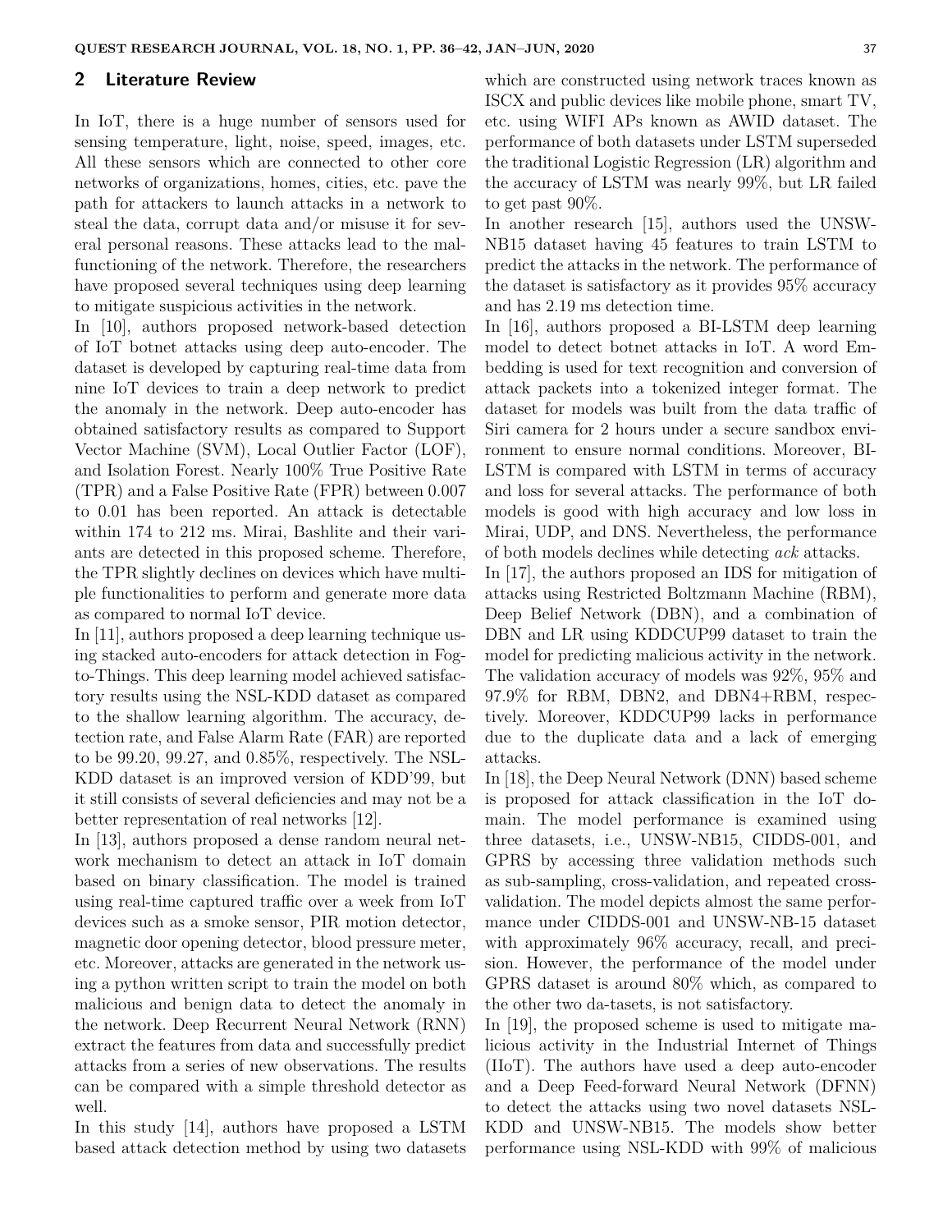## 2 Literature Review

In IoT, there is a huge number of sensors used for sensing temperature, light, noise, speed, images, etc. All these sensors which are connected to other core networks of organizations, homes, cities, etc. pave the path for attackers to launch attacks in a network to steal the data, corrupt data and/or misuse it for several personal reasons. These attacks lead to the malfunctioning of the network. Therefore, the researchers have proposed several techniques using deep learning to mitigate suspicious activities in the network.

In [10], authors proposed network-based detection of IoT botnet attacks using deep auto-encoder. The dataset is developed by capturing real-time data from nine IoT devices to train a deep network to predict the anomaly in the network. Deep auto-encoder has obtained satisfactory results as compared to Support Vector Machine (SVM), Local Outlier Factor (LOF), and Isolation Forest. Nearly 100% True Positive Rate (TPR) and a False Positive Rate (FPR) between 0.007 to 0.01 has been reported. An attack is detectable within 174 to 212 ms. Mirai, Bashlite and their variants are detected in this proposed scheme. Therefore, the TPR slightly declines on devices which have multiple functionalities to perform and generate more data as compared to normal IoT device.

In [11], authors proposed a deep learning technique using stacked auto-encoders for attack detection in Fog-to-Things. This deep learning model achieved satisfactory results using the NSL-KDD dataset as compared to the shallow learning algorithm. The accuracy, detection rate, and False Alarm Rate (FAR) are reported to be 99.20, 99.27, and 0.85%, respectively. The NSL-KDD dataset is an improved version of KDD'99, but it still consists of several deficiencies and may not be a better representation of real networks [12].

In [13], authors proposed a dense random neural network mechanism to detect an attack in IoT domain based on binary classification. The model is trained using real-time captured traffic over a week from IoT devices such as a smoke sensor, PIR motion detector, magnetic door opening detector, blood pressure meter, etc. Moreover, attacks are generated in the network using a python written script to train the model on both malicious and benign data to detect the anomaly in the network. Deep Recurrent Neural Network (RNN) extract the features from data and successfully predict attacks from a series of new observations. The results can be compared with a simple threshold detector as well.

In this study [14], authors have proposed a LSTM based attack detection method by using two datasets which are constructed using network traces known as ISCX and public devices like mobile phone, smart TV, etc. using WIFI APs known as AWID dataset. The performance of both datasets under LSTM superseded the traditional Logistic Regression (LR) algorithm and the accuracy of LSTM was nearly 99%, but LR failed to get past 90%.

In another research [15], authors used the UNSW-NB15 dataset having 45 features to train LSTM to predict the attacks in the network. The performance of the dataset is satisfactory as it provides 95% accuracy and has 2.19 ms detection time.

In [16], authors proposed a BI-LSTM deep learning model to detect botnet attacks in IoT. A word Embedding is used for text recognition and conversion of attack packets into a tokenized integer format. The dataset for models was built from the data traffic of Siri camera for 2 hours under a secure sandbox environment to ensure normal conditions. Moreover, BI-LSTM is compared with LSTM in terms of accuracy and loss for several attacks. The performance of both models is good with high accuracy and low loss in Mirai, UDP, and DNS. Nevertheless, the performance of both models declines while detecting *ack* attacks.

In [17], the authors proposed an IDS for mitigation of attacks using Restricted Boltzmann Machine (RBM), Deep Belief Network (DBN), and a combination of DBN and LR using KDDCUP99 dataset to train the model for predicting malicious activity in the network. The validation accuracy of models was 92%, 95% and 97.9% for RBM, DBN2, and DBN4+RBM, respectively. Moreover, KDDCUP99 lacks in performance due to the duplicate data and a lack of emerging attacks.

In [18], the Deep Neural Network (DNN) based scheme is proposed for attack classification in the IoT domain. The model performance is examined using three datasets, i.e., UNSW-NB15, CIDDS-001, and GPRS by accessing three validation methods such as sub-sampling, cross-validation, and repeated cross-validation. The model depicts almost the same performance under CIDDS-001 and UNSW-NB-15 dataset with approximately 96% accuracy, recall, and precision. However, the performance of the model under GPRS dataset is around 80% which, as compared to the other two da-tasets, is not satisfactory.

In [19], the proposed scheme is used to mitigate malicious activity in the Industrial Internet of Things (IIoT). The authors have used a deep auto-encoder and a Deep Feed-forward Neural Network (DFNN) to detect the attacks using two novel datasets NSL-KDD and UNSW-NB15. The models show better performance using NSL-KDD with 99% of malicious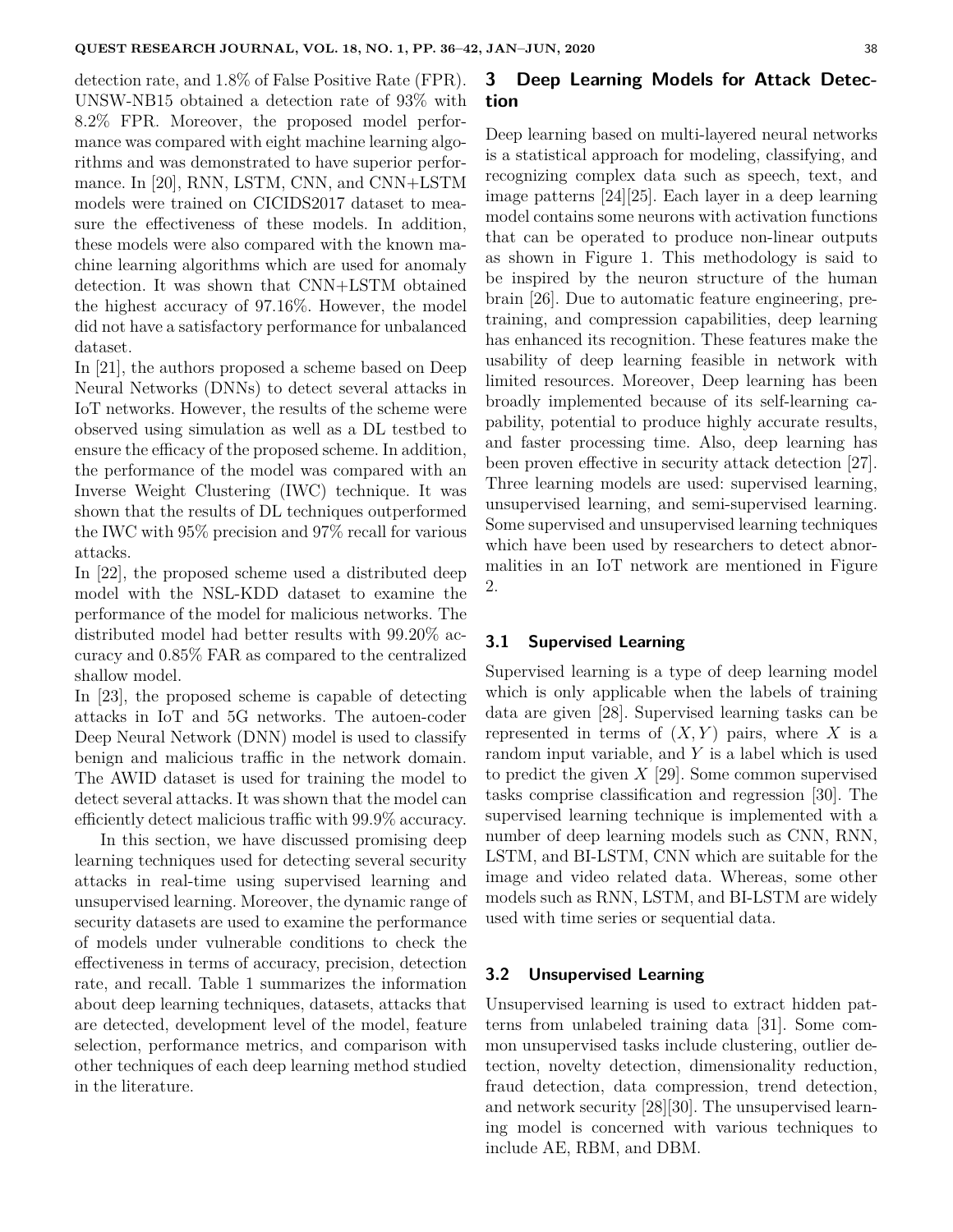detection rate, and 1.8% of False Positive Rate (FPR). UNSW-NB15 obtained a detection rate of 93% with 8.2% FPR. Moreover, the proposed model performance was compared with eight machine learning algorithms and was demonstrated to have superior performance. In [20], RNN, LSTM, CNN, and CNN+LSTM models were trained on CICIDS2017 dataset to measure the effectiveness of these models. In addition, these models were also compared with the known machine learning algorithms which are used for anomaly detection. It was shown that CNN+LSTM obtained the highest accuracy of 97.16%. However, the model did not have a satisfactory performance for unbalanced dataset.

In [21], the authors proposed a scheme based on Deep Neural Networks (DNNs) to detect several attacks in IoT networks. However, the results of the scheme were observed using simulation as well as a DL testbed to ensure the efficacy of the proposed scheme. In addition, the performance of the model was compared with an Inverse Weight Clustering (IWC) technique. It was shown that the results of DL techniques outperformed the IWC with 95% precision and 97% recall for various attacks.

In [22], the proposed scheme used a distributed deep model with the NSL-KDD dataset to examine the performance of the model for malicious networks. The distributed model had better results with 99.20% accuracy and 0.85% FAR as compared to the centralized shallow model.

In [23], the proposed scheme is capable of detecting attacks in IoT and 5G networks. The autoen-coder Deep Neural Network (DNN) model is used to classify benign and malicious traffic in the network domain. The AWID dataset is used for training the model to detect several attacks. It was shown that the model can efficiently detect malicious traffic with 99.9% accuracy.

In this section, we have discussed promising deep learning techniques used for detecting several security attacks in real-time using supervised learning and unsupervised learning. Moreover, the dynamic range of security datasets are used to examine the performance of models under vulnerable conditions to check the effectiveness in terms of accuracy, precision, detection rate, and recall. Table 1 summarizes the information about deep learning techniques, datasets, attacks that are detected, development level of the model, feature selection, performance metrics, and comparison with other techniques of each deep learning method studied in the literature.

## 3 Deep Learning Models for Attack Detection

Deep learning based on multi-layered neural networks is a statistical approach for modeling, classifying, and recognizing complex data such as speech, text, and image patterns [24][25]. Each layer in a deep learning model contains some neurons with activation functions that can be operated to produce non-linear outputs as shown in Figure 1. This methodology is said to be inspired by the neuron structure of the human brain [26]. Due to automatic feature engineering, pre-training, and compression capabilities, deep learning has enhanced its recognition. These features make the usability of deep learning feasible in network with limited resources. Moreover, Deep learning has been broadly implemented because of its self-learning capability, potential to produce highly accurate results, and faster processing time. Also, deep learning has been proven effective in security attack detection [27]. Three learning models are used: supervised learning, unsupervised learning, and semi-supervised learning. Some supervised and unsupervised learning techniques which have been used by researchers to detect abnormalities in an IoT network are mentioned in Figure 2.

### 3.1 Supervised Learning

Supervised learning is a type of deep learning model which is only applicable when the labels of training data are given [28]. Supervised learning tasks can be represented in terms of $(X, Y)$ pairs, where $X$ is a random input variable, and $Y$ is a label which is used to predict the given $X$ [29]. Some common supervised tasks comprise classification and regression [30]. The supervised learning technique is implemented with a number of deep learning models such as CNN, RNN, LSTM, and BI-LSTM, CNN which are suitable for the image and video related data. Whereas, some other models such as RNN, LSTM, and BI-LSTM are widely used with time series or sequential data.

### 3.2 Unsupervised Learning

Unsupervised learning is used to extract hidden patterns from unlabeled training data [31]. Some common unsupervised tasks include clustering, outlier detection, novelty detection, dimensionality reduction, fraud detection, data compression, trend detection, and network security [28][30]. The unsupervised learning model is concerned with various techniques to include AE, RBM, and DBM.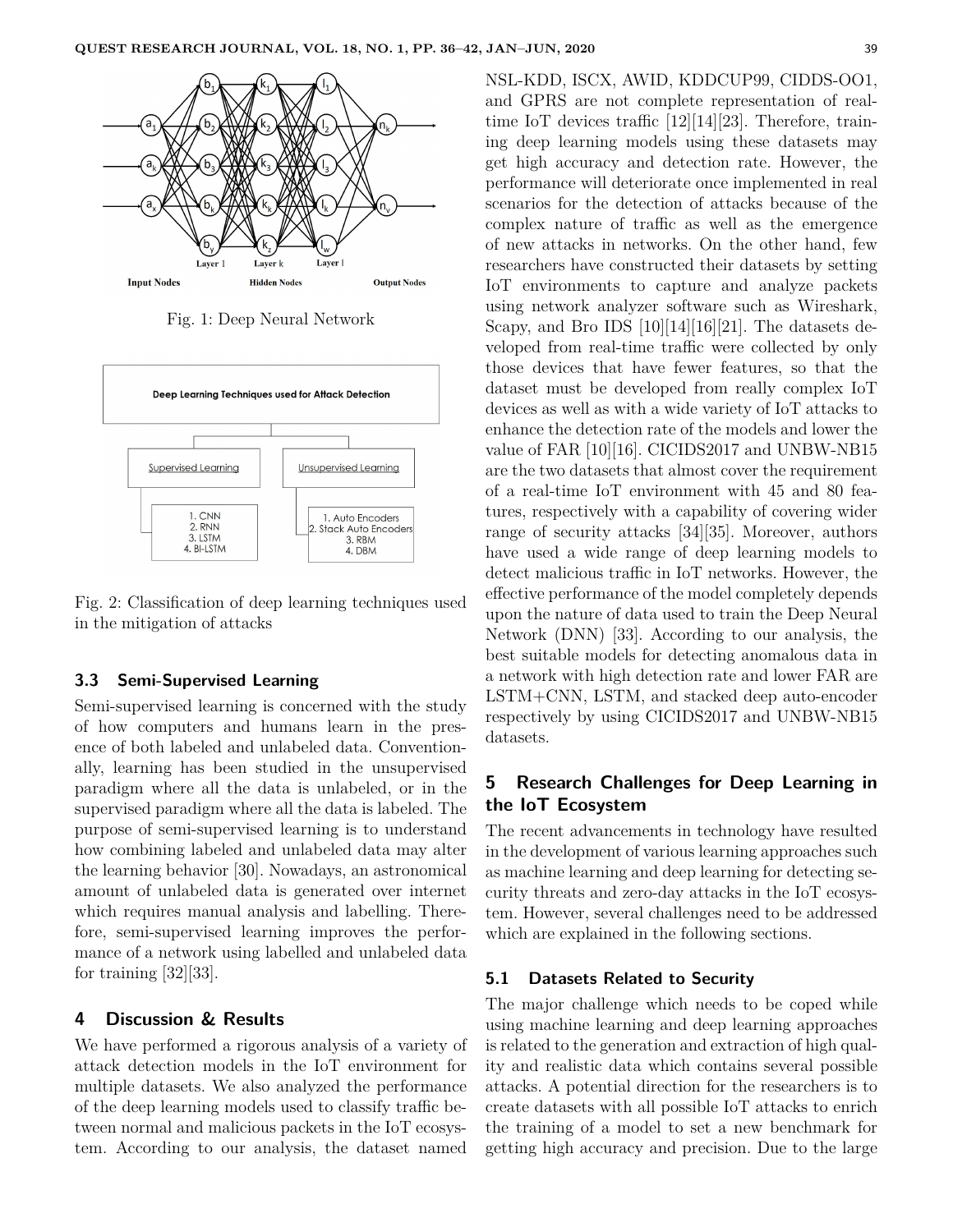Fig. 1: Deep Neural Network

Fig. 2: Classification of deep learning techniques used in the mitigation of attacks

### 3.3 Semi-Supervised Learning

Semi-supervised learning is concerned with the study of how computers and humans learn in the presence of both labeled and unlabeled data. Conventionally, learning has been studied in the unsupervised paradigm where all the data is unlabeled, or in the supervised paradigm where all the data is labeled. The purpose of semi-supervised learning is to understand how combining labeled and unlabeled data may alter the learning behavior [30]. Nowadays, an astronomical amount of unlabeled data is generated over internet which requires manual analysis and labelling. Therefore, semi-supervised learning improves the performance of a network using labelled and unlabeled data for training [32][33].

## 4 Discussion & Results

We have performed a rigorous analysis of a variety of attack detection models in the IoT environment for multiple datasets. We also analyzed the performance of the deep learning models used to classify traffic between normal and malicious packets in the IoT ecosystem. According to our analysis, the dataset named NSL-KDD, ISCX, AWID, KDDCUP99, CIDDS-OO1, and GPRS are not complete representation of real-time IoT devices traffic [12][14][23]. Therefore, training deep learning models using these datasets may get high accuracy and detection rate. However, the performance will deteriorate once implemented in real scenarios for the detection of attacks because of the complex nature of traffic as well as the emergence of new attacks in networks. On the other hand, few researchers have constructed their datasets by setting IoT environments to capture and analyze packets using network analyzer software such as Wireshark, Scapy, and Bro IDS [10][14][16][21]. The datasets developed from real-time traffic were collected by only those devices that have fewer features, so that the dataset must be developed from really complex IoT devices as well as with a wide variety of IoT attacks to enhance the detection rate of the models and lower the value of FAR [10][16]. CICIDS2017 and UNBW-NB15 are the two datasets that almost cover the requirement of a real-time IoT environment with 45 and 80 features, respectively with a capability of covering wider range of security attacks [34][35]. Moreover, authors have used a wide range of deep learning models to detect malicious traffic in IoT networks. However, the effective performance of the model completely depends upon the nature of data used to train the Deep Neural Network (DNN) [33]. According to our analysis, the best suitable models for detecting anomalous data in a network with high detection rate and lower FAR are LSTM+CNN, LSTM, and stacked deep auto-encoder respectively by using CICIDS2017 and UNBW-NB15 datasets.

## 5 Research Challenges for Deep Learning in the IoT Ecosystem

The recent advancements in technology have resulted in the development of various learning approaches such as machine learning and deep learning for detecting security threats and zero-day attacks in the IoT ecosystem. However, several challenges need to be addressed which are explained in the following sections.

### 5.1 Datasets Related to Security

The major challenge which needs to be coped while using machine learning and deep learning approaches is related to the generation and extraction of high quality and realistic data which contains several possible attacks. A potential direction for the researchers is to create datasets with all possible IoT attacks to enrich the training of a model to set a new benchmark for getting high accuracy and precision. Due to the large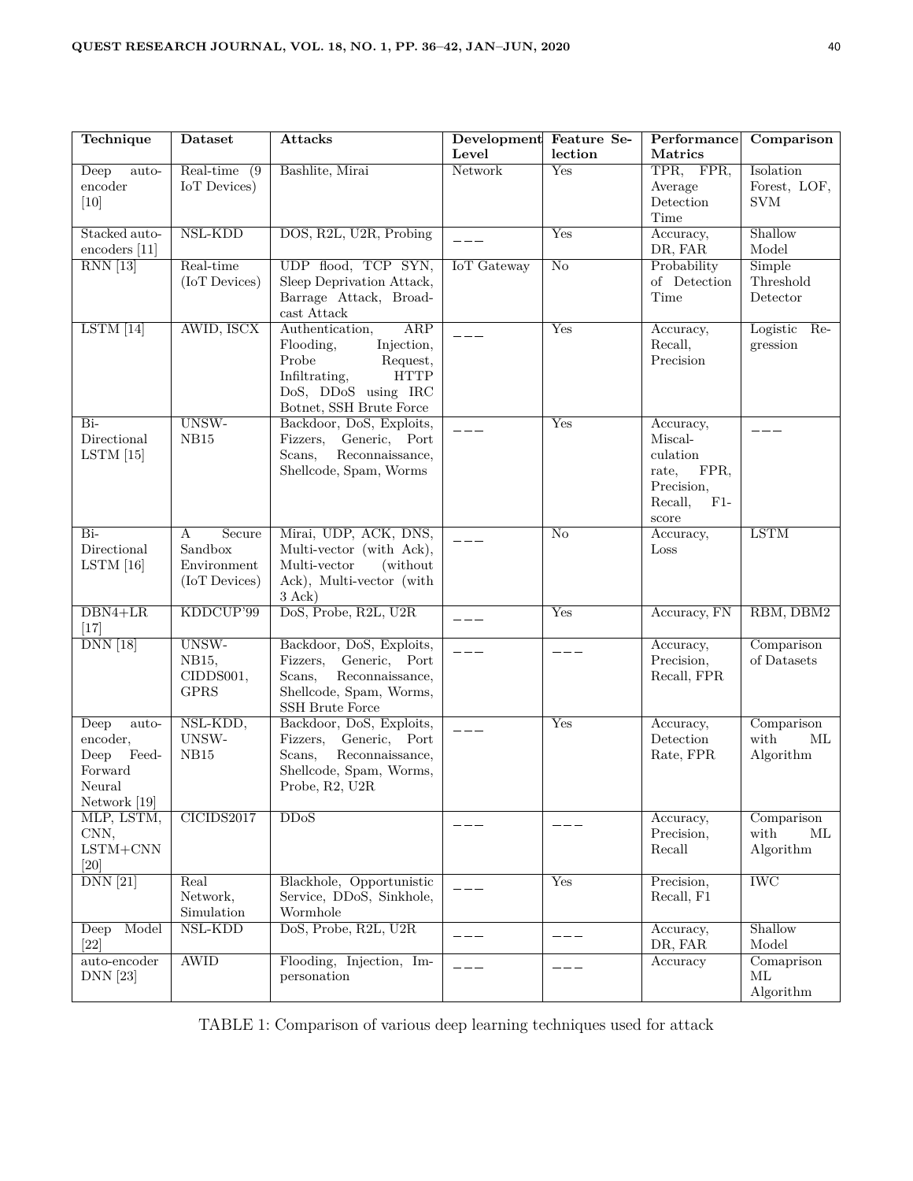| Technique | Dataset | Attacks | Development Level | Feature Selection | Performance Matrics | Comparison |
|---|---|---|---|---|---|---|
| Deep auto-encoder [10] | Real-time (9 IoT Devices) | Bashlite, Mirai | Network | Yes | TPR, FPR, Average Detection Time | Isolation Forest, LOF, SVM |
| Stacked auto-encoders [11] | NSL-KDD | DOS, R2L, U2R, Probing | — — — | Yes | Accuracy, DR, FAR | Shallow Model |
| RNN [13] | Real-time (IoT Devices) | UDP flood, TCP SYN, Sleep Deprivation Attack, Barrage Attack, Broadcast Attack | IoT Gateway | No | Probability of Detection Time | Simple Threshold Detector |
| LSTM [14] | AWID, ISCX | Authentication, ARP Flooding, Injection, Probe Request, Infiltrating, HTTP DoS, DDoS using IRC Botnet, SSH Brute Force | — — — | Yes | Accuracy, Recall, Precision | Logistic Regression |
| Bi-Directional LSTM [15] | UNSW-NB15 | Backdoor, DoS, Exploits, Fizzers, Generic, Port Scans, Reconnaissance, Shellcode, Spam, Worms | — — — | Yes | Accuracy, Miscalculation rate, FPR, Precision, Recall, F1-score | — — — |
| Bi-Directional LSTM [16] | A Secure Sandbox Environment (IoT Devices) | Mirai, UDP, ACK, DNS, Multi-vector (with Ack), Multi-vector (without Ack), Multi-vector (with 3 Ack) | — — — | No | Accuracy, Loss | LSTM |
| DBN4+LR [17] | KDDCUP'99 | DoS, Probe, R2L, U2R | — — — | Yes | Accuracy, FN | RBM, DBM2 |
| DNN [18] | UNSW-NB15, CIDDS001, GPRS | Backdoor, DoS, Exploits, Fizzers, Generic, Port Scans, Reconnaissance, Shellcode, Spam, Worms, SSH Brute Force | — — — | — — — | Accuracy, Precision, Recall, FPR | Comparison of Datasets |
| Deep auto-encoder, Deep Feed-Forward Neural Network [19] | NSL-KDD, UNSW-NB15 | Backdoor, DoS, Exploits, Fizzers, Generic, Port Scans, Reconnaissance, Shellcode, Spam, Worms, Probe, R2, U2R | — — — | Yes | Accuracy, Detection Rate, FPR | Comparison with ML Algorithm |
| MLP, LSTM, CNN, LSTM+CNN [20] | CICIDS2017 | DDoS | — — — | — — — | Accuracy, Precision, Recall | Comparison with ML Algorithm |
| DNN [21] | Real Network, Simulation | Blackhole, Opportunistic Service, DDoS, Sinkhole, Wormhole | — — — | Yes | Precision, Recall, F1 | IWC |
| Deep Model [22] | NSL-KDD | DoS, Probe, R2L, U2R | — — — | — — — | Accuracy, DR, FAR | Shallow Model |
| auto-encoder DNN [23] | AWID | Flooding, Injection, Impersonation | — — — | — — — | Accuracy | Comaprison ML Algorithm |

TABLE 1: Comparison of various deep learning techniques used for attack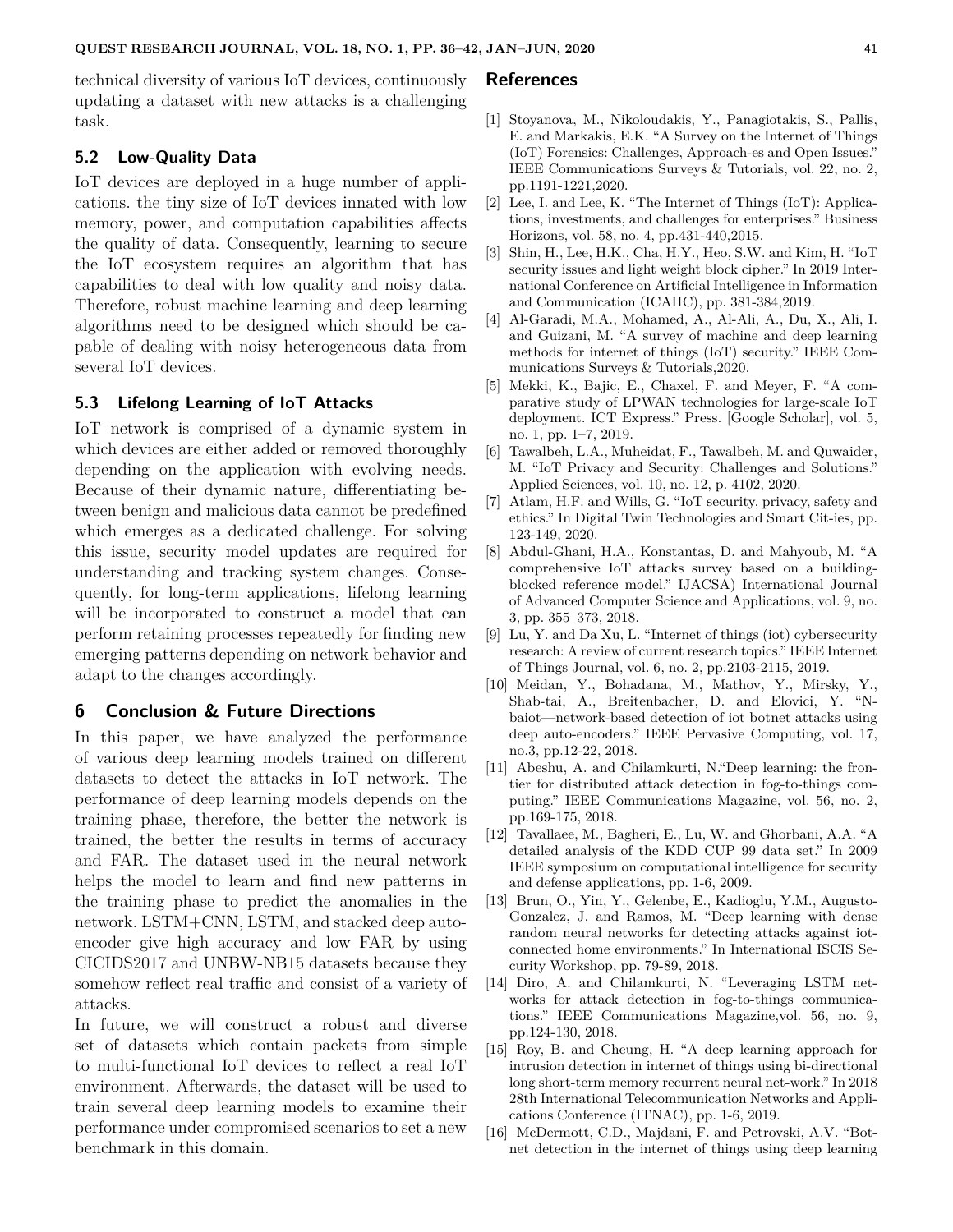technical diversity of various IoT devices, continuously updating a dataset with new attacks is a challenging task.

### 5.2 Low-Quality Data

IoT devices are deployed in a huge number of applications. the tiny size of IoT devices innated with low memory, power, and computation capabilities affects the quality of data. Consequently, learning to secure the IoT ecosystem requires an algorithm that has capabilities to deal with low quality and noisy data. Therefore, robust machine learning and deep learning algorithms need to be designed which should be capable of dealing with noisy heterogeneous data from several IoT devices.

### 5.3 Lifelong Learning of IoT Attacks

IoT network is comprised of a dynamic system in which devices are either added or removed thoroughly depending on the application with evolving needs. Because of their dynamic nature, differentiating between benign and malicious data cannot be predefined which emerges as a dedicated challenge. For solving this issue, security model updates are required for understanding and tracking system changes. Consequently, for long-term applications, lifelong learning will be incorporated to construct a model that can perform retaining processes repeatedly for finding new emerging patterns depending on network behavior and adapt to the changes accordingly.

## 6 Conclusion & Future Directions

In this paper, we have analyzed the performance of various deep learning models trained on different datasets to detect the attacks in IoT network. The performance of deep learning models depends on the training phase, therefore, the better the network is trained, the better the results in terms of accuracy and FAR. The dataset used in the neural network helps the model to learn and find new patterns in the training phase to predict the anomalies in the network. LSTM+CNN, LSTM, and stacked deep autoencoder give high accuracy and low FAR by using CICIDS2017 and UNBW-NB15 datasets because they somehow reflect real traffic and consist of a variety of attacks.

In future, we will construct a robust and diverse set of datasets which contain packets from simple to multi-functional IoT devices to reflect a real IoT environment. Afterwards, the dataset will be used to train several deep learning models to examine their performance under compromised scenarios to set a new benchmark in this domain.

## References

[1] Stoyanova, M., Nikoloudakis, Y., Panagiotakis, S., Pallis, E. and Markakis, E.K. "A Survey on the Internet of Things (IoT) Forensics: Challenges, Approach-es and Open Issues." IEEE Communications Surveys & Tutorials, vol. 22, no. 2, pp.1191-1221,2020.

[2] Lee, I. and Lee, K. "The Internet of Things (IoT): Applications, investments, and challenges for enterprises." Business Horizons, vol. 58, no. 4, pp.431-440,2015.

[3] Shin, H., Lee, H.K., Cha, H.Y., Heo, S.W. and Kim, H. "IoT security issues and light weight block cipher." In 2019 International Conference on Artificial Intelligence in Information and Communication (ICAIIC), pp. 381-384,2019.

[4] Al-Garadi, M.A., Mohamed, A., Al-Ali, A., Du, X., Ali, I. and Guizani, M. "A survey of machine and deep learning methods for internet of things (IoT) security." IEEE Communications Surveys & Tutorials,2020.

[5] Mekki, K., Bajic, E., Chaxel, F. and Meyer, F. "A comparative study of LPWAN technologies for large-scale IoT deployment. ICT Express." Press. [Google Scholar], vol. 5, no. 1, pp. 1–7, 2019.

[6] Tawalbeh, L.A., Muheidat, F., Tawalbeh, M. and Quwaider, M. "IoT Privacy and Security: Challenges and Solutions." Applied Sciences, vol. 10, no. 12, p. 4102, 2020.

[7] Atlam, H.F. and Wills, G. "IoT security, privacy, safety and ethics." In Digital Twin Technologies and Smart Cit-ies, pp. 123-149, 2020.

[8] Abdul-Ghani, H.A., Konstantas, D. and Mahyoub, M. "A comprehensive IoT attacks survey based on a building-blocked reference model." IJACSA) International Journal of Advanced Computer Science and Applications, vol. 9, no. 3, pp. 355–373, 2018.

[9] Lu, Y. and Da Xu, L. "Internet of things (iot) cybersecurity research: A review of current research topics." IEEE Internet of Things Journal, vol. 6, no. 2, pp.2103-2115, 2019.

[10] Meidan, Y., Bohadana, M., Mathov, Y., Mirsky, Y., Shab-tai, A., Breitenbacher, D. and Elovici, Y. "N-baiot—network-based detection of iot botnet attacks using deep auto-encoders." IEEE Pervasive Computing, vol. 17, no.3, pp.12-22, 2018.

[11] Abeshu, A. and Chilamkurti, N."Deep learning: the frontier for distributed attack detection in fog-to-things computing." IEEE Communications Magazine, vol. 56, no. 2, pp.169-175, 2018.

[12] Tavallaee, M., Bagheri, E., Lu, W. and Ghorbani, A.A. "A detailed analysis of the KDD CUP 99 data set." In 2009 IEEE symposium on computational intelligence for security and defense applications, pp. 1-6, 2009.

[13] Brun, O., Yin, Y., Gelenbe, E., Kadioglu, Y.M., Augusto-Gonzalez, J. and Ramos, M. "Deep learning with dense random neural networks for detecting attacks against iot-connected home environments." In International ISCIS Security Workshop, pp. 79-89, 2018.

[14] Diro, A. and Chilamkurti, N. "Leveraging LSTM networks for attack detection in fog-to-things communications." IEEE Communications Magazine,vol. 56, no. 9, pp.124-130, 2018.

[15] Roy, B. and Cheung, H. "A deep learning approach for intrusion detection in internet of things using bi-directional long short-term memory recurrent neural net-work." In 2018 28th International Telecommunication Networks and Applications Conference (ITNAC), pp. 1-6, 2019.

[16] McDermott, C.D., Majdani, F. and Petrovski, A.V. "Botnet detection in the internet of things using deep learning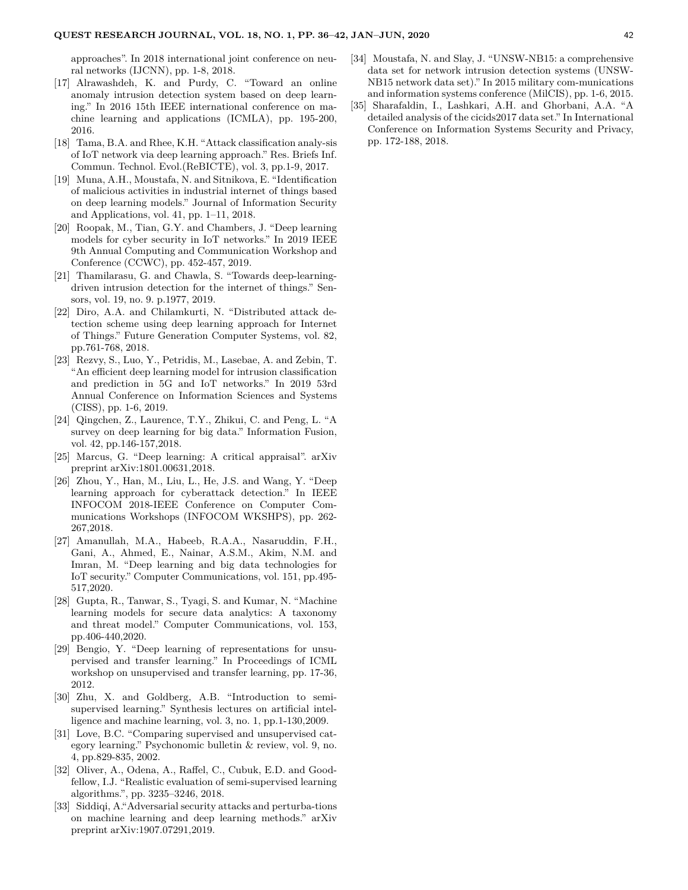approaches". In 2018 international joint conference on neural networks (IJCNN), pp. 1-8, 2018.

[17] Alrawashdeh, K. and Purdy, C. "Toward an online anomaly intrusion detection system based on deep learning." In 2016 15th IEEE international conference on machine learning and applications (ICMLA), pp. 195-200, 2016.

[18] Tama, B.A. and Rhee, K.H. "Attack classification analy-sis of IoT network via deep learning approach." Res. Briefs Inf. Commun. Technol. Evol.(ReBICTE), vol. 3, pp.1-9, 2017.

[19] Muna, A.H., Moustafa, N. and Sitnikova, E. "Identification of malicious activities in industrial internet of things based on deep learning models." Journal of Information Security and Applications, vol. 41, pp. 1–11, 2018.

[20] Roopak, M., Tian, G.Y. and Chambers, J. "Deep learning models for cyber security in IoT networks." In 2019 IEEE 9th Annual Computing and Communication Workshop and Conference (CCWC), pp. 452-457, 2019.

[21] Thamilarasu, G. and Chawla, S. "Towards deep-learning-driven intrusion detection for the internet of things." Sensors, vol. 19, no. 9. p.1977, 2019.

[22] Diro, A.A. and Chilamkurti, N. "Distributed attack detection scheme using deep learning approach for Internet of Things." Future Generation Computer Systems, vol. 82, pp.761-768, 2018.

[23] Rezvy, S., Luo, Y., Petridis, M., Lasebae, A. and Zebin, T. "An efficient deep learning model for intrusion classification and prediction in 5G and IoT networks." In 2019 53rd Annual Conference on Information Sciences and Systems (CISS), pp. 1-6, 2019.

[24] Qingchen, Z., Laurence, T.Y., Zhikui, C. and Peng, L. "A survey on deep learning for big data." Information Fusion, vol. 42, pp.146-157,2018.

[25] Marcus, G. "Deep learning: A critical appraisal". arXiv preprint arXiv:1801.00631,2018.

[26] Zhou, Y., Han, M., Liu, L., He, J.S. and Wang, Y. "Deep learning approach for cyberattack detection." In IEEE INFOCOM 2018-IEEE Conference on Computer Communications Workshops (INFOCOM WKSHPS), pp. 262-267,2018.

[27] Amanullah, M.A., Habeeb, R.A.A., Nasaruddin, F.H., Gani, A., Ahmed, E., Nainar, A.S.M., Akim, N.M. and Imran, M. "Deep learning and big data technologies for IoT security." Computer Communications, vol. 151, pp.495-517,2020.

[28] Gupta, R., Tanwar, S., Tyagi, S. and Kumar, N. "Machine learning models for secure data analytics: A taxonomy and threat model." Computer Communications, vol. 153, pp.406-440,2020.

[29] Bengio, Y. "Deep learning of representations for unsupervised and transfer learning." In Proceedings of ICML workshop on unsupervised and transfer learning, pp. 17-36, 2012.

[30] Zhu, X. and Goldberg, A.B. "Introduction to semi-supervised learning." Synthesis lectures on artificial intelligence and machine learning, vol. 3, no. 1, pp.1-130,2009.

[31] Love, B.C. "Comparing supervised and unsupervised category learning." Psychonomic bulletin & review, vol. 9, no. 4, pp.829-835, 2002.

[32] Oliver, A., Odena, A., Raffel, C., Cubuk, E.D. and Goodfellow, I.J. "Realistic evaluation of semi-supervised learning algorithms.", pp. 3235–3246, 2018.

[33] Siddiqi, A."Adversarial security attacks and perturba-tions on machine learning and deep learning methods." arXiv preprint arXiv:1907.07291,2019.

[34] Moustafa, N. and Slay, J. "UNSW-NB15: a comprehensive data set for network intrusion detection systems (UNSW-NB15 network data set)." In 2015 military com-munications and information systems conference (MilCIS), pp. 1-6, 2015.

[35] Sharafaldin, I., Lashkari, A.H. and Ghorbani, A.A. "A detailed analysis of the cicids2017 data set." In International Conference on Information Systems Security and Privacy, pp. 172-188, 2018.